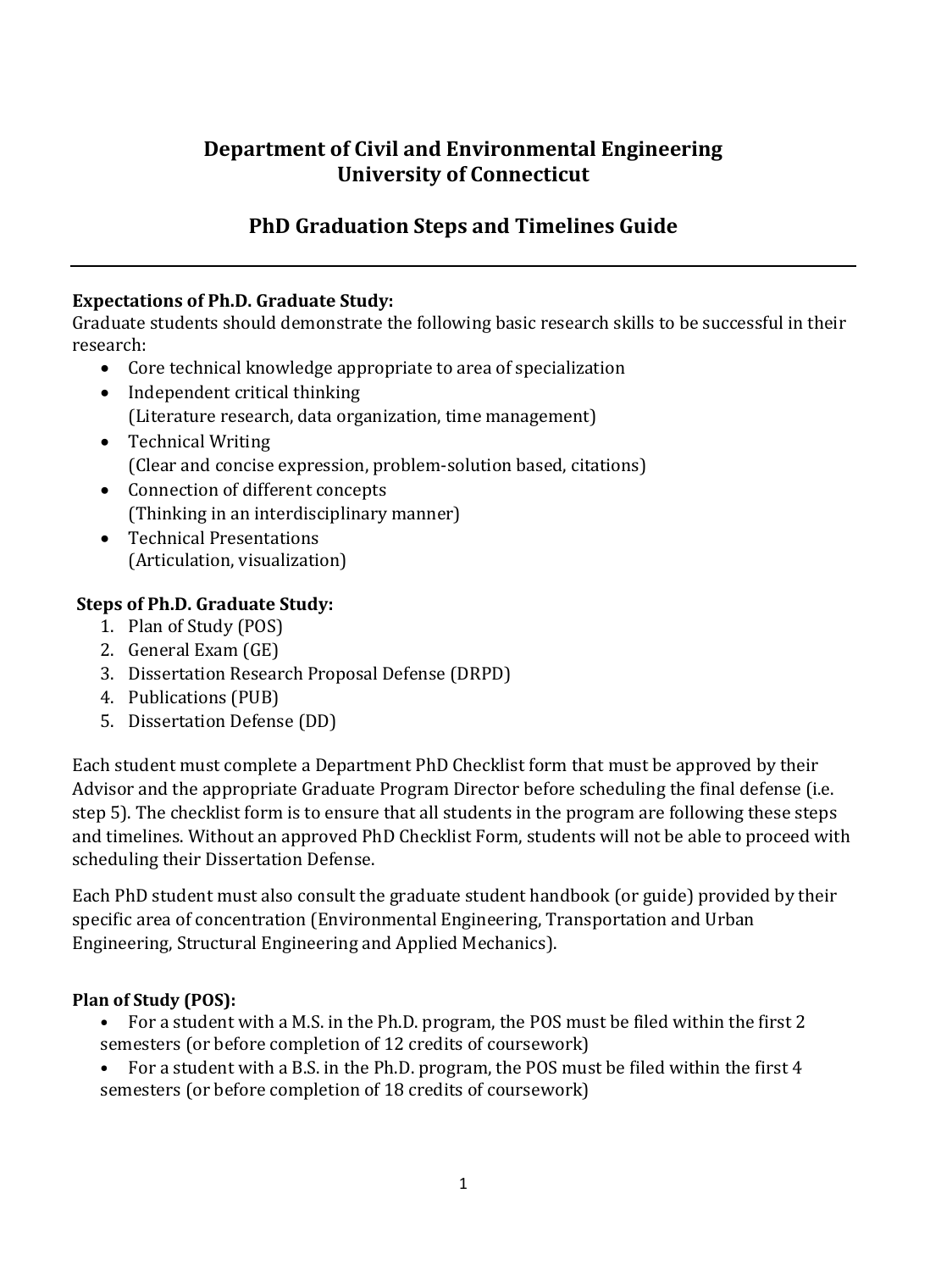# Department of Civil and Environmental Engineering
# University of Connecticut

## PhD Graduation Steps and Timelines Guide

---

**Expectations of Ph.D. Graduate Study:**
Graduate students should demonstrate the following basic research skills to be successful in their research:

- Core technical knowledge appropriate to area of specialization
- Independent critical thinking
  (Literature research, data organization, time management)
- Technical Writing
  (Clear and concise expression, problem-solution based, citations)
- Connection of different concepts
  (Thinking in an interdisciplinary manner)
- Technical Presentations
  (Articulation, visualization)

**Steps of Ph.D. Graduate Study:**

1. Plan of Study (POS)
2. General Exam (GE)
3. Dissertation Research Proposal Defense (DRPD)
4. Publications (PUB)
5. Dissertation Defense (DD)

Each student must complete a Department PhD Checklist form that must be approved by their Advisor and the appropriate Graduate Program Director before scheduling the final defense (i.e. step 5). The checklist form is to ensure that all students in the program are following these steps and timelines. Without an approved PhD Checklist Form, students will not be able to proceed with scheduling their Dissertation Defense.

Each PhD student must also consult the graduate student handbook (or guide) provided by their specific area of concentration (Environmental Engineering, Transportation and Urban Engineering, Structural Engineering and Applied Mechanics).

**Plan of Study (POS):**

- For a student with a M.S. in the Ph.D. program, the POS must be filed within the first 2 semesters (or before completion of 12 credits of coursework)
- For a student with a B.S. in the Ph.D. program, the POS must be filed within the first 4 semesters (or before completion of 18 credits of coursework)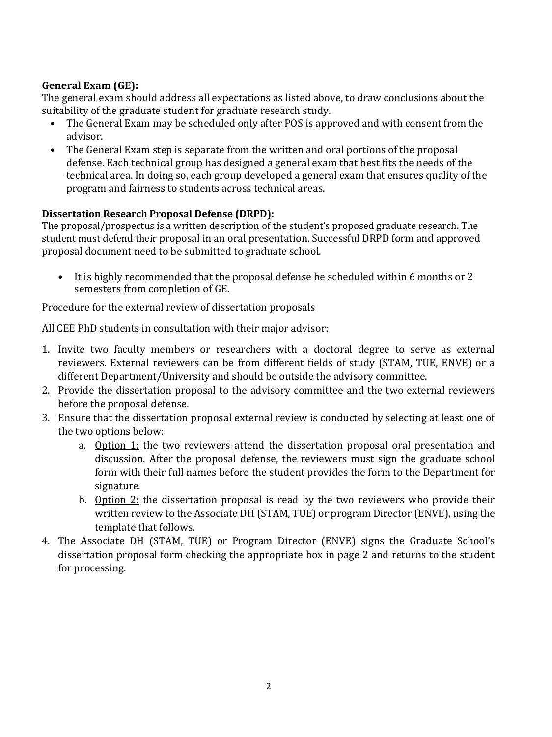**General Exam (GE):**

The general exam should address all expectations as listed above, to draw conclusions about the suitability of the graduate student for graduate research study.

- The General Exam may be scheduled only after POS is approved and with consent from the advisor.
- The General Exam step is separate from the written and oral portions of the proposal defense. Each technical group has designed a general exam that best fits the needs of the technical area. In doing so, each group developed a general exam that ensures quality of the program and fairness to students across technical areas.

**Dissertation Research Proposal Defense (DRPD):**

The proposal/prospectus is a written description of the student's proposed graduate research. The student must defend their proposal in an oral presentation. Successful DRPD form and approved proposal document need to be submitted to graduate school.

- It is highly recommended that the proposal defense be scheduled within 6 months or 2 semesters from completion of GE.

<u>Procedure for the external review of dissertation proposals</u>

All CEE PhD students in consultation with their major advisor:

1. Invite two faculty members or researchers with a doctoral degree to serve as external reviewers. External reviewers can be from different fields of study (STAM, TUE, ENVE) or a different Department/University and should be outside the advisory committee.
2. Provide the dissertation proposal to the advisory committee and the two external reviewers before the proposal defense.
3. Ensure that the dissertation proposal external review is conducted by selecting at least one of the two options below:
    a. <u>Option 1:</u> the two reviewers attend the dissertation proposal oral presentation and discussion. After the proposal defense, the reviewers must sign the graduate school form with their full names before the student provides the form to the Department for signature.
    b. <u>Option 2:</u> the dissertation proposal is read by the two reviewers who provide their written review to the Associate DH (STAM, TUE) or program Director (ENVE), using the template that follows.
4. The Associate DH (STAM, TUE) or Program Director (ENVE) signs the Graduate School's dissertation proposal form checking the appropriate box in page 2 and returns to the student for processing.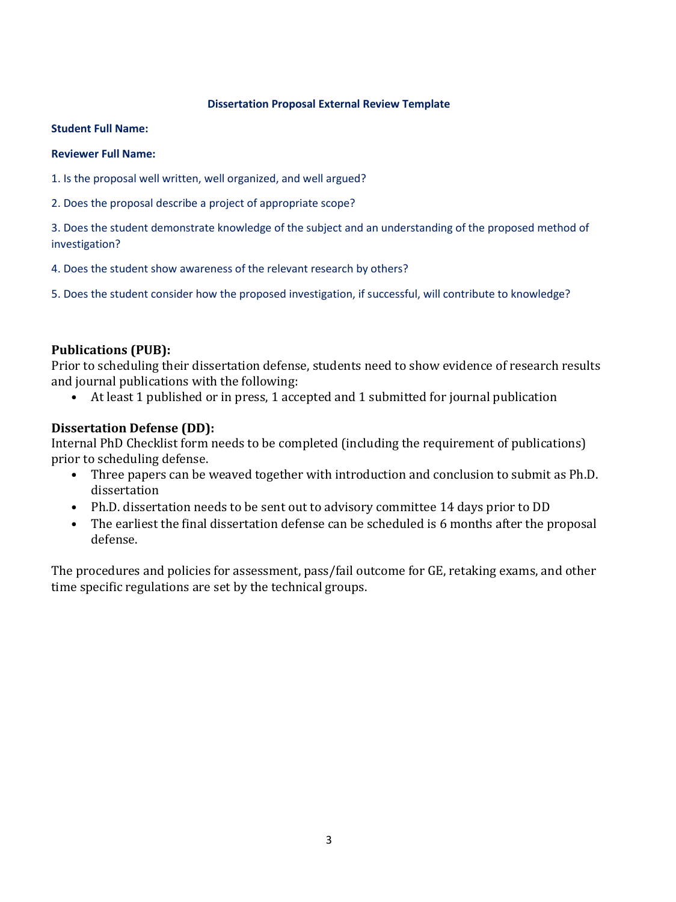**Dissertation Proposal External Review Template**

**Student Full Name:**

**Reviewer Full Name:**

1. Is the proposal well written, well organized, and well argued?

2. Does the proposal describe a project of appropriate scope?

3. Does the student demonstrate knowledge of the subject and an understanding of the proposed method of investigation?

4. Does the student show awareness of the relevant research by others?

5. Does the student consider how the proposed investigation, if successful, will contribute to knowledge?

### Publications (PUB):

Prior to scheduling their dissertation defense, students need to show evidence of research results and journal publications with the following:

- At least 1 published or in press, 1 accepted and 1 submitted for journal publication

### Dissertation Defense (DD):

Internal PhD Checklist form needs to be completed (including the requirement of publications) prior to scheduling defense.

- Three papers can be weaved together with introduction and conclusion to submit as Ph.D. dissertation
- Ph.D. dissertation needs to be sent out to advisory committee 14 days prior to DD
- The earliest the final dissertation defense can be scheduled is 6 months after the proposal defense.

The procedures and policies for assessment, pass/fail outcome for GE, retaking exams, and other time specific regulations are set by the technical groups.